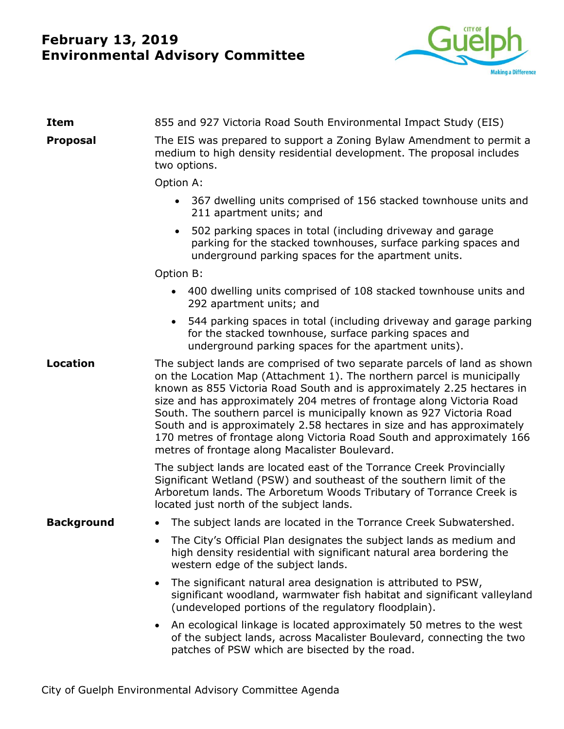# February 13, 2019
# Environmental Advisory Committee

**Item**

855 and 927 Victoria Road South Environmental Impact Study (EIS)

**Proposal**

The EIS was prepared to support a Zoning Bylaw Amendment to permit a medium to high density residential development. The proposal includes two options.

Option A:

- 367 dwelling units comprised of 156 stacked townhouse units and 211 apartment units; and
- 502 parking spaces in total (including driveway and garage parking for the stacked townhouses, surface parking spaces and underground parking spaces for the apartment units.

Option B:

- 400 dwelling units comprised of 108 stacked townhouse units and 292 apartment units; and
- 544 parking spaces in total (including driveway and garage parking for the stacked townhouse, surface parking spaces and underground parking spaces for the apartment units).

**Location**

The subject lands are comprised of two separate parcels of land as shown on the Location Map (Attachment 1). The northern parcel is municipally known as 855 Victoria Road South and is approximately 2.25 hectares in size and has approximately 204 metres of frontage along Victoria Road South. The southern parcel is municipally known as 927 Victoria Road South and is approximately 2.58 hectares in size and has approximately 170 metres of frontage along Victoria Road South and approximately 166 metres of frontage along Macalister Boulevard.

The subject lands are located east of the Torrance Creek Provincially Significant Wetland (PSW) and southeast of the southern limit of the Arboretum lands. The Arboretum Woods Tributary of Torrance Creek is located just north of the subject lands.

**Background**

- The subject lands are located in the Torrance Creek Subwatershed.
- The City's Official Plan designates the subject lands as medium and high density residential with significant natural area bordering the western edge of the subject lands.
- The significant natural area designation is attributed to PSW, significant woodland, warmwater fish habitat and significant valleyland (undeveloped portions of the regulatory floodplain).
- An ecological linkage is located approximately 50 metres to the west of the subject lands, across Macalister Boulevard, connecting the two patches of PSW which are bisected by the road.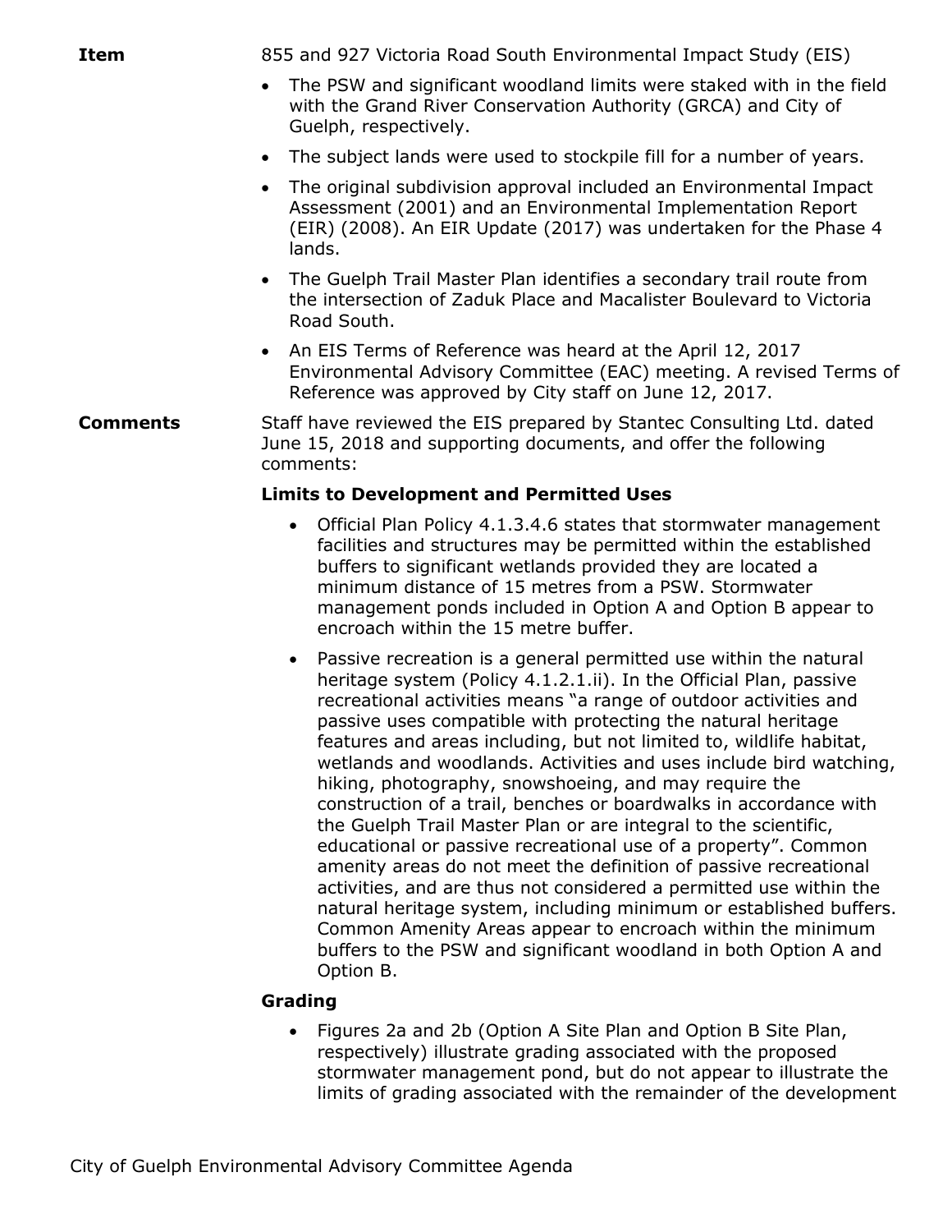**Item**

855 and 927 Victoria Road South Environmental Impact Study (EIS)

- The PSW and significant woodland limits were staked with in the field with the Grand River Conservation Authority (GRCA) and City of Guelph, respectively.
- The subject lands were used to stockpile fill for a number of years.
- The original subdivision approval included an Environmental Impact Assessment (2001) and an Environmental Implementation Report (EIR) (2008). An EIR Update (2017) was undertaken for the Phase 4 lands.
- The Guelph Trail Master Plan identifies a secondary trail route from the intersection of Zaduk Place and Macalister Boulevard to Victoria Road South.
- An EIS Terms of Reference was heard at the April 12, 2017 Environmental Advisory Committee (EAC) meeting. A revised Terms of Reference was approved by City staff on June 12, 2017.

**Comments**

Staff have reviewed the EIS prepared by Stantec Consulting Ltd. dated June 15, 2018 and supporting documents, and offer the following comments:

**Limits to Development and Permitted Uses**

- Official Plan Policy 4.1.3.4.6 states that stormwater management facilities and structures may be permitted within the established buffers to significant wetlands provided they are located a minimum distance of 15 metres from a PSW. Stormwater management ponds included in Option A and Option B appear to encroach within the 15 metre buffer.
- Passive recreation is a general permitted use within the natural heritage system (Policy 4.1.2.1.ii). In the Official Plan, passive recreational activities means "a range of outdoor activities and passive uses compatible with protecting the natural heritage features and areas including, but not limited to, wildlife habitat, wetlands and woodlands. Activities and uses include bird watching, hiking, photography, snowshoeing, and may require the construction of a trail, benches or boardwalks in accordance with the Guelph Trail Master Plan or are integral to the scientific, educational or passive recreational use of a property". Common amenity areas do not meet the definition of passive recreational activities, and are thus not considered a permitted use within the natural heritage system, including minimum or established buffers. Common Amenity Areas appear to encroach within the minimum buffers to the PSW and significant woodland in both Option A and Option B.

**Grading**

- Figures 2a and 2b (Option A Site Plan and Option B Site Plan, respectively) illustrate grading associated with the proposed stormwater management pond, but do not appear to illustrate the limits of grading associated with the remainder of the development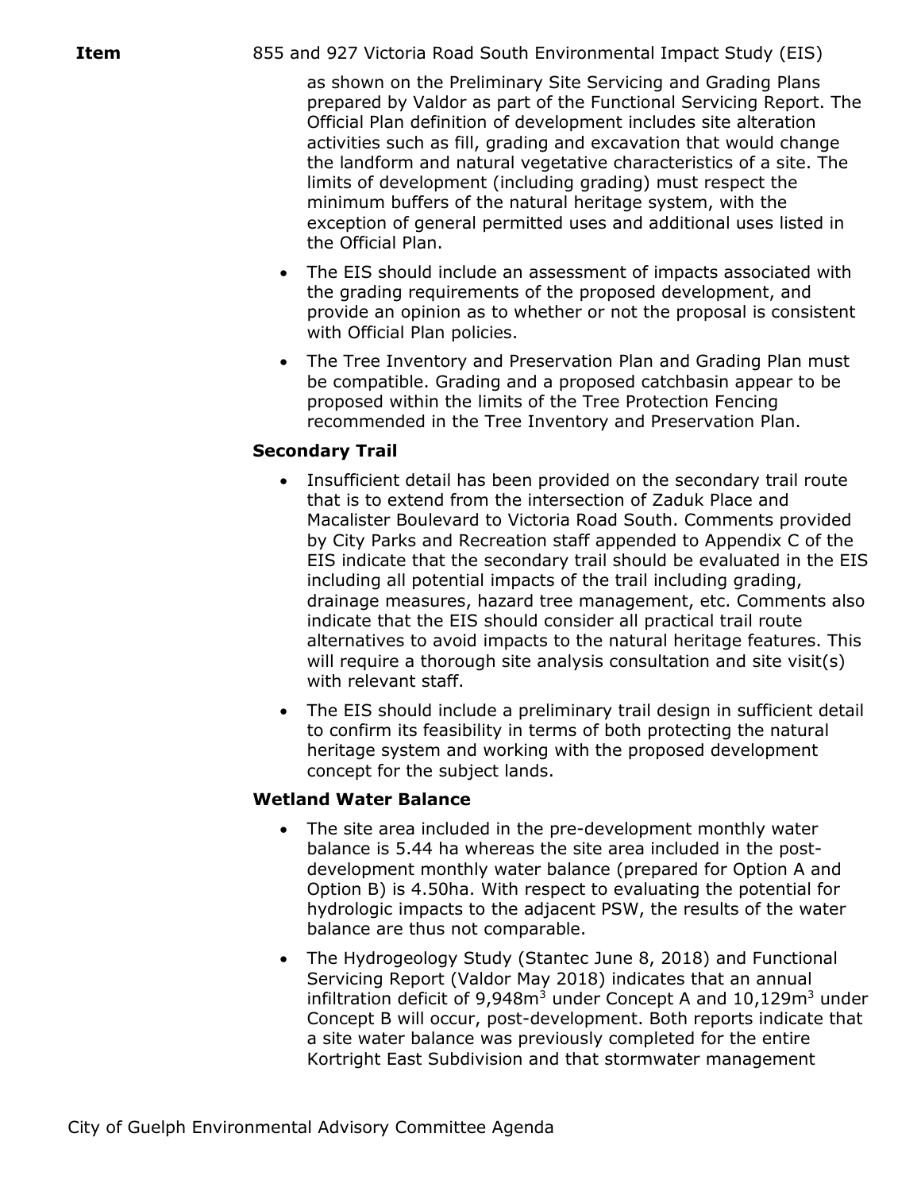as shown on the Preliminary Site Servicing and Grading Plans prepared by Valdor as part of the Functional Servicing Report. The Official Plan definition of development includes site alteration activities such as fill, grading and excavation that would change the landform and natural vegetative characteristics of a site. The limits of development (including grading) must respect the minimum buffers of the natural heritage system, with the exception of general permitted uses and additional uses listed in the Official Plan.

- The EIS should include an assessment of impacts associated with the grading requirements of the proposed development, and provide an opinion as to whether or not the proposal is consistent with Official Plan policies.
- The Tree Inventory and Preservation Plan and Grading Plan must be compatible. Grading and a proposed catchbasin appear to be proposed within the limits of the Tree Protection Fencing recommended in the Tree Inventory and Preservation Plan.

**Secondary Trail**

- Insufficient detail has been provided on the secondary trail route that is to extend from the intersection of Zaduk Place and Macalister Boulevard to Victoria Road South. Comments provided by City Parks and Recreation staff appended to Appendix C of the EIS indicate that the secondary trail should be evaluated in the EIS including all potential impacts of the trail including grading, drainage measures, hazard tree management, etc. Comments also indicate that the EIS should consider all practical trail route alternatives to avoid impacts to the natural heritage features. This will require a thorough site analysis consultation and site visit(s) with relevant staff.
- The EIS should include a preliminary trail design in sufficient detail to confirm its feasibility in terms of both protecting the natural heritage system and working with the proposed development concept for the subject lands.

**Wetland Water Balance**

- The site area included in the pre-development monthly water balance is 5.44 ha whereas the site area included in the post-development monthly water balance (prepared for Option A and Option B) is 4.50ha. With respect to evaluating the potential for hydrologic impacts to the adjacent PSW, the results of the water balance are thus not comparable.
- The Hydrogeology Study (Stantec June 8, 2018) and Functional Servicing Report (Valdor May 2018) indicates that an annual infiltration deficit of 9,948m$^3$ under Concept A and 10,129m$^3$ under Concept B will occur, post-development. Both reports indicate that a site water balance was previously completed for the entire Kortright East Subdivision and that stormwater management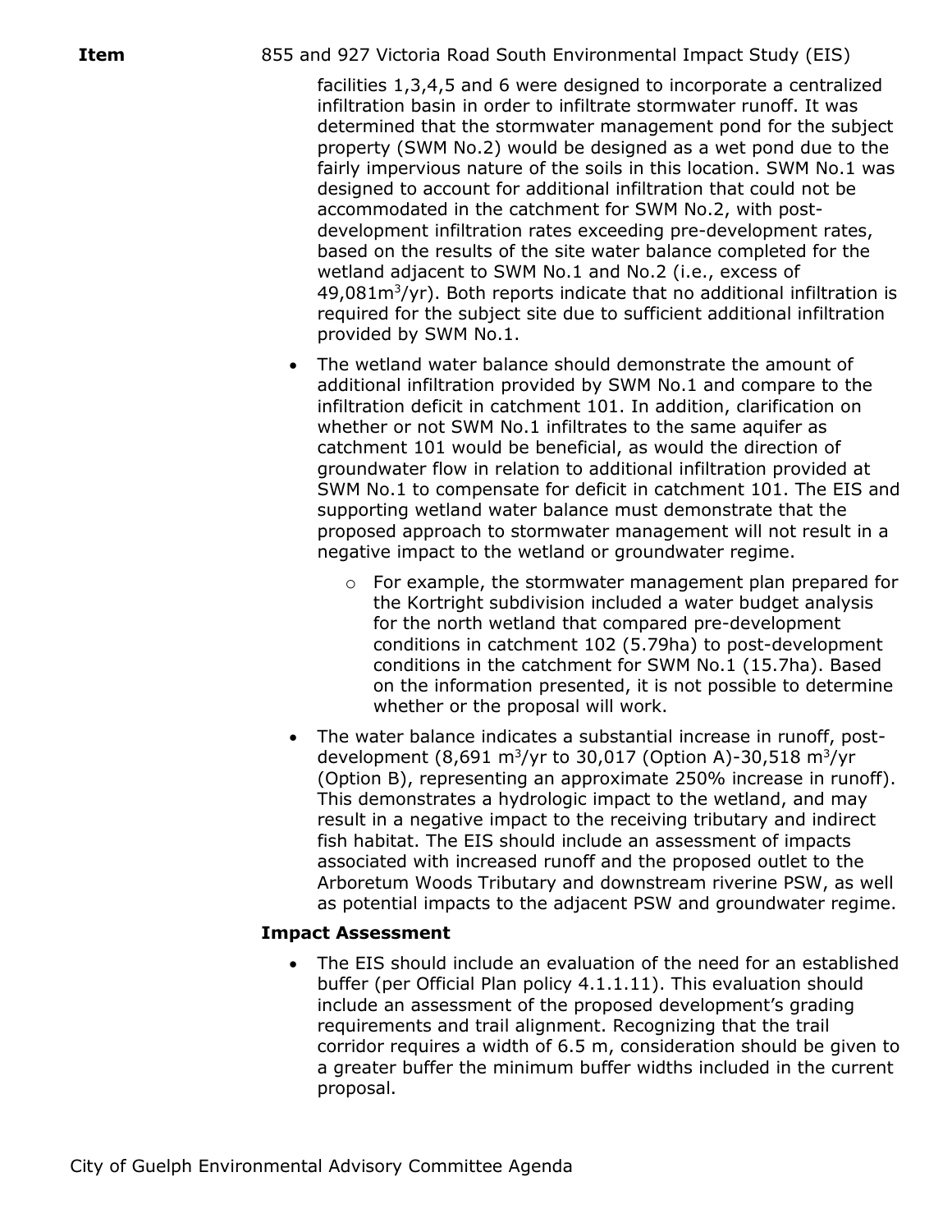facilities 1,3,4,5 and 6 were designed to incorporate a centralized infiltration basin in order to infiltrate stormwater runoff. It was determined that the stormwater management pond for the subject property (SWM No.2) would be designed as a wet pond due to the fairly impervious nature of the soils in this location. SWM No.1 was designed to account for additional infiltration that could not be accommodated in the catchment for SWM No.2, with post-development infiltration rates exceeding pre-development rates, based on the results of the site water balance completed for the wetland adjacent to SWM No.1 and No.2 (i.e., excess of 49,081m$^3$/yr). Both reports indicate that no additional infiltration is required for the subject site due to sufficient additional infiltration provided by SWM No.1.

- The wetland water balance should demonstrate the amount of additional infiltration provided by SWM No.1 and compare to the infiltration deficit in catchment 101. In addition, clarification on whether or not SWM No.1 infiltrates to the same aquifer as catchment 101 would be beneficial, as would the direction of groundwater flow in relation to additional infiltration provided at SWM No.1 to compensate for deficit in catchment 101. The EIS and supporting wetland water balance must demonstrate that the proposed approach to stormwater management will not result in a negative impact to the wetland or groundwater regime.
  - For example, the stormwater management plan prepared for the Kortright subdivision included a water budget analysis for the north wetland that compared pre-development conditions in catchment 102 (5.79ha) to post-development conditions in the catchment for SWM No.1 (15.7ha). Based on the information presented, it is not possible to determine whether or the proposal will work.
- The water balance indicates a substantial increase in runoff, post-development (8,691 m$^3$/yr to 30,017 (Option A)-30,518 m$^3$/yr (Option B), representing an approximate 250% increase in runoff). This demonstrates a hydrologic impact to the wetland, and may result in a negative impact to the receiving tributary and indirect fish habitat. The EIS should include an assessment of impacts associated with increased runoff and the proposed outlet to the Arboretum Woods Tributary and downstream riverine PSW, as well as potential impacts to the adjacent PSW and groundwater regime.

**Impact Assessment**

- The EIS should include an evaluation of the need for an established buffer (per Official Plan policy 4.1.1.11). This evaluation should include an assessment of the proposed development's grading requirements and trail alignment. Recognizing that the trail corridor requires a width of 6.5 m, consideration should be given to a greater buffer the minimum buffer widths included in the current proposal.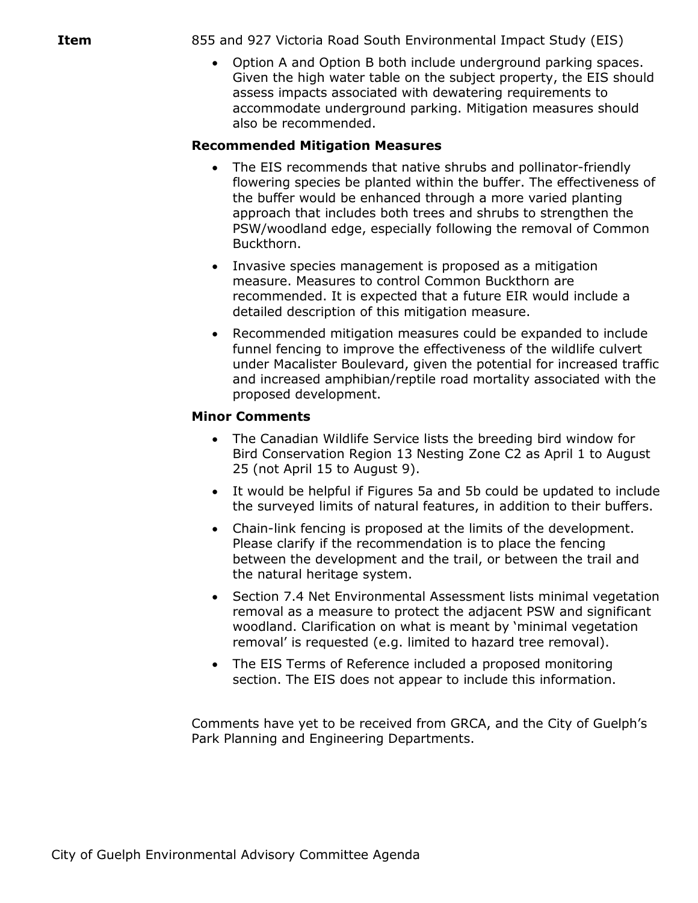**Item** 855 and 927 Victoria Road South Environmental Impact Study (EIS)

- Option A and Option B both include underground parking spaces. Given the high water table on the subject property, the EIS should assess impacts associated with dewatering requirements to accommodate underground parking. Mitigation measures should also be recommended.

**Recommended Mitigation Measures**

- The EIS recommends that native shrubs and pollinator-friendly flowering species be planted within the buffer. The effectiveness of the buffer would be enhanced through a more varied planting approach that includes both trees and shrubs to strengthen the PSW/woodland edge, especially following the removal of Common Buckthorn.
- Invasive species management is proposed as a mitigation measure. Measures to control Common Buckthorn are recommended. It is expected that a future EIR would include a detailed description of this mitigation measure.
- Recommended mitigation measures could be expanded to include funnel fencing to improve the effectiveness of the wildlife culvert under Macalister Boulevard, given the potential for increased traffic and increased amphibian/reptile road mortality associated with the proposed development.

**Minor Comments**

- The Canadian Wildlife Service lists the breeding bird window for Bird Conservation Region 13 Nesting Zone C2 as April 1 to August 25 (not April 15 to August 9).
- It would be helpful if Figures 5a and 5b could be updated to include the surveyed limits of natural features, in addition to their buffers.
- Chain-link fencing is proposed at the limits of the development. Please clarify if the recommendation is to place the fencing between the development and the trail, or between the trail and the natural heritage system.
- Section 7.4 Net Environmental Assessment lists minimal vegetation removal as a measure to protect the adjacent PSW and significant woodland. Clarification on what is meant by 'minimal vegetation removal' is requested (e.g. limited to hazard tree removal).
- The EIS Terms of Reference included a proposed monitoring section. The EIS does not appear to include this information.

Comments have yet to be received from GRCA, and the City of Guelph's Park Planning and Engineering Departments.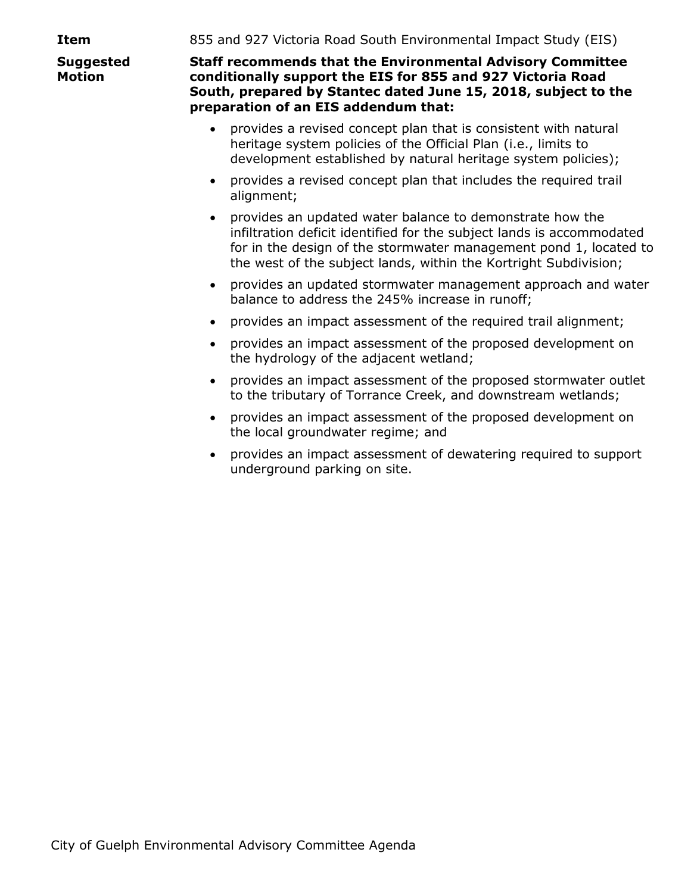**Item** 855 and 927 Victoria Road South Environmental Impact Study (EIS)

**Suggested Motion** **Staff recommends that the Environmental Advisory Committee conditionally support the EIS for 855 and 927 Victoria Road South, prepared by Stantec dated June 15, 2018, subject to the preparation of an EIS addendum that:**

- provides a revised concept plan that is consistent with natural heritage system policies of the Official Plan (i.e., limits to development established by natural heritage system policies);
- provides a revised concept plan that includes the required trail alignment;
- provides an updated water balance to demonstrate how the infiltration deficit identified for the subject lands is accommodated for in the design of the stormwater management pond 1, located to the west of the subject lands, within the Kortright Subdivision;
- provides an updated stormwater management approach and water balance to address the 245% increase in runoff;
- provides an impact assessment of the required trail alignment;
- provides an impact assessment of the proposed development on the hydrology of the adjacent wetland;
- provides an impact assessment of the proposed stormwater outlet to the tributary of Torrance Creek, and downstream wetlands;
- provides an impact assessment of the proposed development on the local groundwater regime; and
- provides an impact assessment of dewatering required to support underground parking on site.